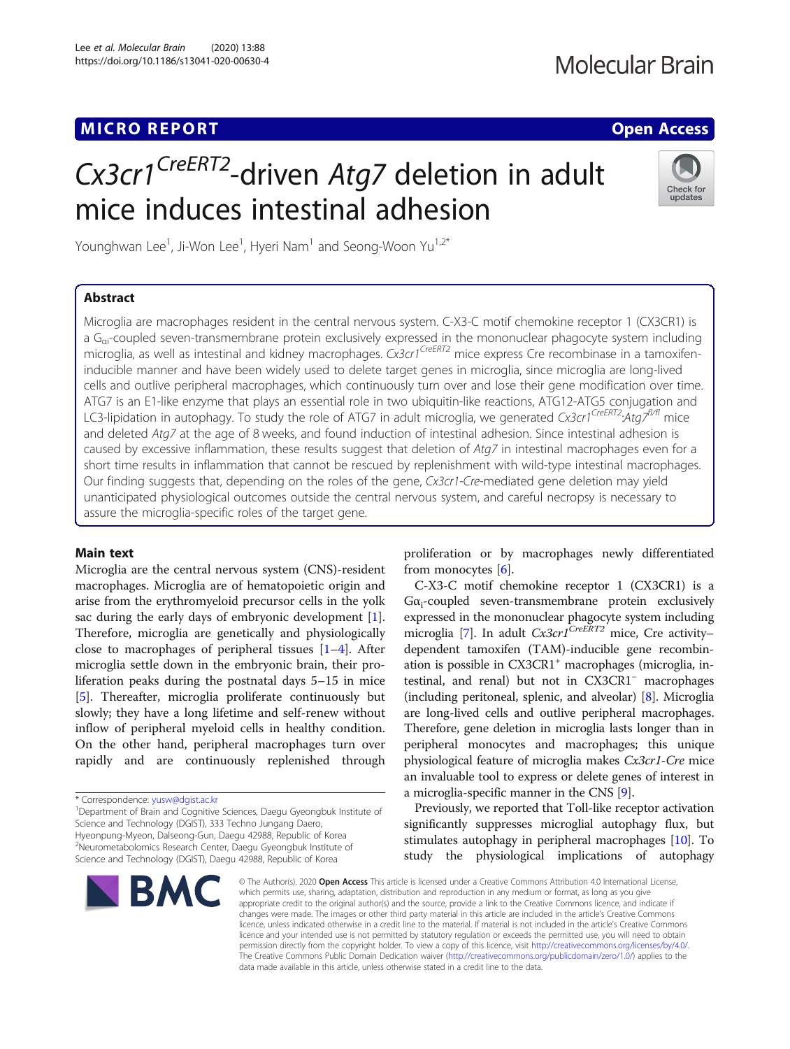MICRO REPORT

Open Access

# $Cx3cr1^{CreERT2}$-driven *Atg7* deletion in adult mice induces intestinal adhesion

Younghwan Lee[1], Ji-Won Lee[1], Hyeri Nam[1] and Seong-Woon Yu[1,2*]

## Abstract

Microglia are macrophages resident in the central nervous system. C-X3-C motif chemokine receptor 1 (CX3CR1) is a $G_{\alpha i}$-coupled seven-transmembrane protein exclusively expressed in the mononuclear phagocyte system including microglia, as well as intestinal and kidney macrophages. $Cx3cr1^{CreERT2}$ mice express Cre recombinase in a tamoxifen-inducible manner and have been widely used to delete target genes in microglia, since microglia are long-lived cells and outlive peripheral macrophages, which continuously turn over and lose their gene modification over time. ATG7 is an E1-like enzyme that plays an essential role in two ubiquitin-like reactions, ATG12-ATG5 conjugation and LC3-lipidation in autophagy. To study the role of ATG7 in adult microglia, we generated $Cx3cr1^{CreERT2}$:$Atg7^{fl/fl}$ mice and deleted *Atg7* at the age of 8 weeks, and found induction of intestinal adhesion. Since intestinal adhesion is caused by excessive inflammation, these results suggest that deletion of *Atg7* in intestinal macrophages even for a short time results in inflammation that cannot be rescued by replenishment with wild-type intestinal macrophages. Our finding suggests that, depending on the roles of the gene, *Cx3cr1-Cre*-mediated gene deletion may yield unanticipated physiological outcomes outside the central nervous system, and careful necropsy is necessary to assure the microglia-specific roles of the target gene.

## Main text

Microglia are the central nervous system (CNS)-resident macrophages. Microglia are of hematopoietic origin and arise from the erythromyeloid precursor cells in the yolk sac during the early days of embryonic development [1]. Therefore, microglia are genetically and physiologically close to macrophages of peripheral tissues [1–4]. After microglia settle down in the embryonic brain, their proliferation peaks during the postnatal days 5–15 in mice [5]. Thereafter, microglia proliferate continuously but slowly; they have a long lifetime and self-renew without inflow of peripheral myeloid cells in healthy condition. On the other hand, peripheral macrophages turn over rapidly and are continuously replenished through proliferation or by macrophages newly differentiated from monocytes [6].

C-X3-C motif chemokine receptor 1 (CX3CR1) is a $G\alpha_i$-coupled seven-transmembrane protein exclusively expressed in the mononuclear phagocyte system including microglia [7]. In adult $Cx3cr1^{CreERT2}$ mice, Cre activity–dependent tamoxifen (TAM)-inducible gene recombination is possible in $CX3CR1^+$ macrophages (microglia, intestinal, and renal) but not in $CX3CR1^-$ macrophages (including peritoneal, splenic, and alveolar) [8]. Microglia are long-lived cells and outlive peripheral macrophages. Therefore, gene deletion in microglia lasts longer than in peripheral monocytes and macrophages; this unique physiological feature of microglia makes *Cx3cr1-Cre* mice an invaluable tool to express or delete genes of interest in a microglia-specific manner in the CNS [9].

Previously, we reported that Toll-like receptor activation significantly suppresses microglial autophagy flux, but stimulates autophagy in peripheral macrophages [10]. To study the physiological implications of autophagy

* Correspondence: yusw@dgist.ac.kr
[1]Department of Brain and Cognitive Sciences, Daegu Gyeongbuk Institute of Science and Technology (DGIST), 333 Techno Jungang Daero, Hyeonpung-Myeon, Dalseong-Gun, Daegu 42988, Republic of Korea
[2]Neurometabolomics Research Center, Daegu Gyeongbuk Institute of Science and Technology (DGIST), Daegu 42988, Republic of Korea

© The Author(s). 2020 **Open Access** This article is licensed under a Creative Commons Attribution 4.0 International License, which permits use, sharing, adaptation, distribution and reproduction in any medium or format, as long as you give appropriate credit to the original author(s) and the source, provide a link to the Creative Commons licence, and indicate if changes were made. The images or other third party material in this article are included in the article's Creative Commons licence, unless indicated otherwise in a credit line to the material. If material is not included in the article's Creative Commons licence and your intended use is not permitted by statutory regulation or exceeds the permitted use, you will need to obtain permission directly from the copyright holder. To view a copy of this licence, visit http://creativecommons.org/licenses/by/4.0/. The Creative Commons Public Domain Dedication waiver (http://creativecommons.org/publicdomain/zero/1.0/) applies to the data made available in this article, unless otherwise stated in a credit line to the data.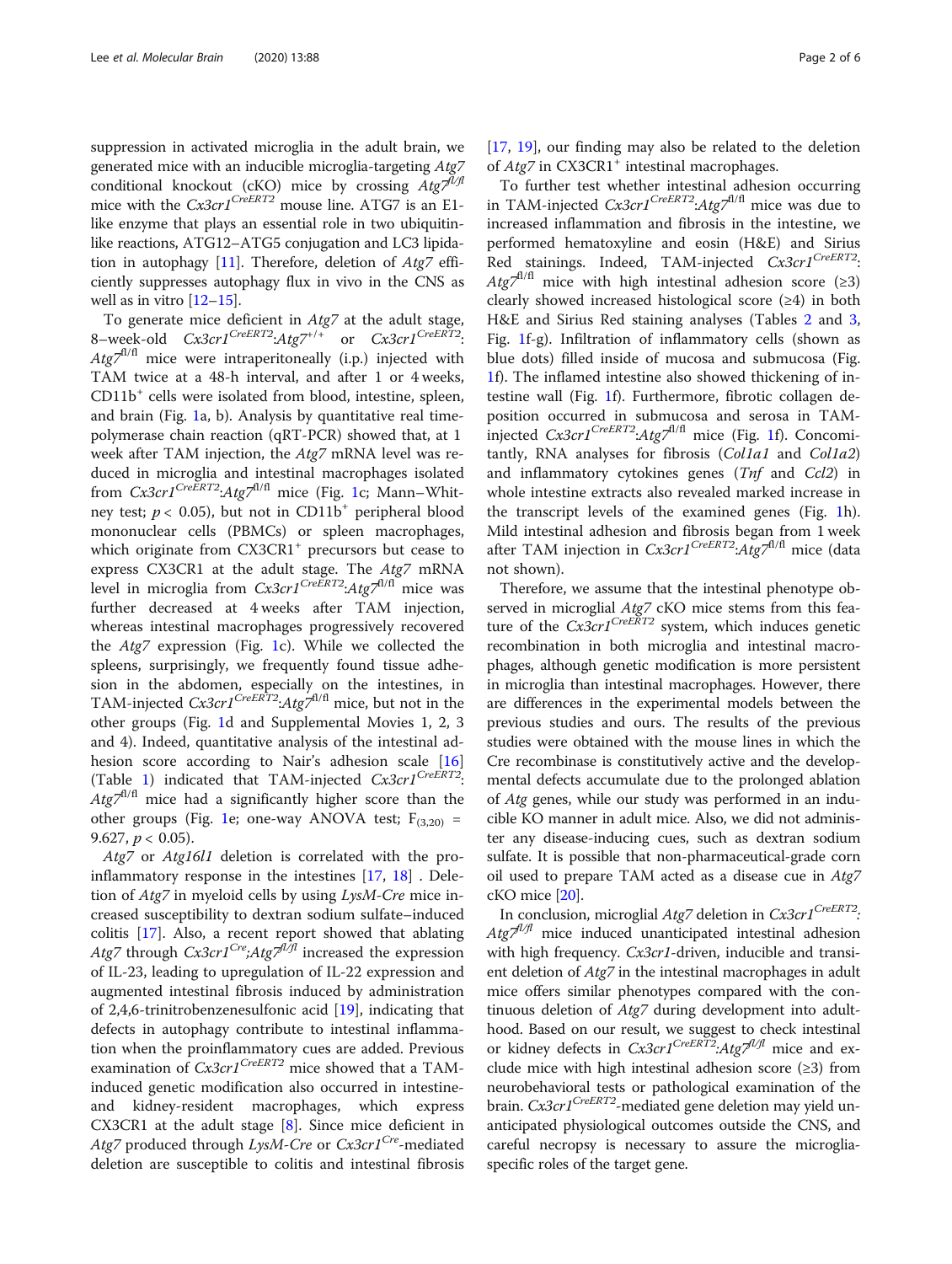suppression in activated microglia in the adult brain, we generated mice with an inducible microglia-targeting *Atg7* conditional knockout (cKO) mice by crossing *Atg7*$^{fl/fl}$ mice with the *Cx3cr1*$^{CreERT2}$ mouse line. ATG7 is an E1-like enzyme that plays an essential role in two ubiquitin-like reactions, ATG12–ATG5 conjugation and LC3 lipidation in autophagy [11]. Therefore, deletion of *Atg7* efficiently suppresses autophagy flux in vivo in the CNS as well as in vitro [12–15].

To generate mice deficient in *Atg7* at the adult stage, 8–week-old *Cx3cr1*$^{CreERT2}$:*Atg7*$^{+/+}$ or *Cx3cr1*$^{CreERT2}$:*Atg7*$^{fl/fl}$ mice were intraperitoneally (i.p.) injected with TAM twice at a 48-h interval, and after 1 or 4 weeks, CD11b$^{+}$ cells were isolated from blood, intestine, spleen, and brain (Fig. 1a, b). Analysis by quantitative real time-polymerase chain reaction (qRT-PCR) showed that, at 1 week after TAM injection, the *Atg7* mRNA level was reduced in microglia and intestinal macrophages isolated from *Cx3cr1*$^{CreERT2}$:*Atg7*$^{fl/fl}$ mice (Fig. 1c; Mann–Whitney test; $p < 0.05$), but not in CD11b$^{+}$ peripheral blood mononuclear cells (PBMCs) or spleen macrophages, which originate from CX3CR1$^{+}$ precursors but cease to express CX3CR1 at the adult stage. The *Atg7* mRNA level in microglia from *Cx3cr1*$^{CreERT2}$:*Atg7*$^{fl/fl}$ mice was further decreased at 4 weeks after TAM injection, whereas intestinal macrophages progressively recovered the *Atg7* expression (Fig. 1c). While we collected the spleens, surprisingly, we frequently found tissue adhesion in the abdomen, especially on the intestines, in TAM-injected *Cx3cr1*$^{CreERT2}$:*Atg7*$^{fl/fl}$ mice, but not in the other groups (Fig. 1d and Supplemental Movies 1, 2, 3 and 4). Indeed, quantitative analysis of the intestinal adhesion score according to Nair's adhesion scale [16] (Table 1) indicated that TAM-injected *Cx3cr1*$^{CreERT2}$:*Atg7*$^{fl/fl}$ mice had a significantly higher score than the other groups (Fig. 1e; one-way ANOVA test; $F_{(3,20)} = 9.627$, $p < 0.05$).

*Atg7* or *Atg16l1* deletion is correlated with the pro-inflammatory response in the intestines [17, 18] . Deletion of *Atg7* in myeloid cells by using *LysM-Cre* mice increased susceptibility to dextran sodium sulfate–induced colitis [17]. Also, a recent report showed that ablating *Atg7* through *Cx3cr1*$^{Cre}$;*Atg7*$^{fl/fl}$ increased the expression of IL-23, leading to upregulation of IL-22 expression and augmented intestinal fibrosis induced by administration of 2,4,6-trinitrobenzenesulfonic acid [19], indicating that defects in autophagy contribute to intestinal inflammation when the proinflammatory cues are added. Previous examination of *Cx3cr1*$^{CreERT2}$ mice showed that a TAM-induced genetic modification also occurred in intestine- and kidney-resident macrophages, which express CX3CR1 at the adult stage [8]. Since mice deficient in *Atg7* produced through *LysM-Cre* or *Cx3cr1*$^{Cre}$-mediated deletion are susceptible to colitis and intestinal fibrosis [17, 19], our finding may also be related to the deletion of *Atg7* in CX3CR1$^{+}$ intestinal macrophages.

To further test whether intestinal adhesion occurring in TAM-injected *Cx3cr1*$^{CreERT2}$:*Atg7*$^{fl/fl}$ mice was due to increased inflammation and fibrosis in the intestine, we performed hematoxyline and eosin (H&E) and Sirius Red stainings. Indeed, TAM-injected *Cx3cr1*$^{CreERT2}$:*Atg7*$^{fl/fl}$ mice with high intestinal adhesion score (≥3) clearly showed increased histological score (≥4) in both H&E and Sirius Red staining analyses (Tables 2 and 3, Fig. 1f-g). Infiltration of inflammatory cells (shown as blue dots) filled inside of mucosa and submucosa (Fig. 1f). The inflamed intestine also showed thickening of intestine wall (Fig. 1f). Furthermore, fibrotic collagen deposition occurred in submucosa and serosa in TAM-injected *Cx3cr1*$^{CreERT2}$:*Atg7*$^{fl/fl}$ mice (Fig. 1f). Concomitantly, RNA analyses for fibrosis (*Col1a1* and *Col1a2*) and inflammatory cytokines genes (*Tnf* and *Ccl2*) in whole intestine extracts also revealed marked increase in the transcript levels of the examined genes (Fig. 1h). Mild intestinal adhesion and fibrosis began from 1 week after TAM injection in *Cx3cr1*$^{CreERT2}$:*Atg7*$^{fl/fl}$ mice (data not shown).

Therefore, we assume that the intestinal phenotype observed in microglial *Atg7* cKO mice stems from this feature of the *Cx3cr1*$^{CreERT2}$ system, which induces genetic recombination in both microglia and intestinal macrophages, although genetic modification is more persistent in microglia than intestinal macrophages. However, there are differences in the experimental models between the previous studies and ours. The results of the previous studies were obtained with the mouse lines in which the Cre recombinase is constitutively active and the developmental defects accumulate due to the prolonged ablation of *Atg* genes, while our study was performed in an inducible KO manner in adult mice. Also, we did not administer any disease-inducing cues, such as dextran sodium sulfate. It is possible that non-pharmaceutical-grade corn oil used to prepare TAM acted as a disease cue in *Atg7* cKO mice [20].

In conclusion, microglial *Atg7* deletion in *Cx3cr1*$^{CreERT2}$:*Atg7*$^{fl/fl}$ mice induced unanticipated intestinal adhesion with high frequency. *Cx3cr1*-driven, inducible and transient deletion of *Atg7* in the intestinal macrophages in adult mice offers similar phenotypes compared with the continuous deletion of *Atg7* during development into adulthood. Based on our result, we suggest to check intestinal or kidney defects in *Cx3cr1*$^{CreERT2}$:*Atg7*$^{fl/fl}$ mice and exclude mice with high intestinal adhesion score (≥3) from neurobehavioral tests or pathological examination of the brain. *Cx3cr1*$^{CreERT2}$-mediated gene deletion may yield unanticipated physiological outcomes outside the CNS, and careful necropsy is necessary to assure the microglia-specific roles of the target gene.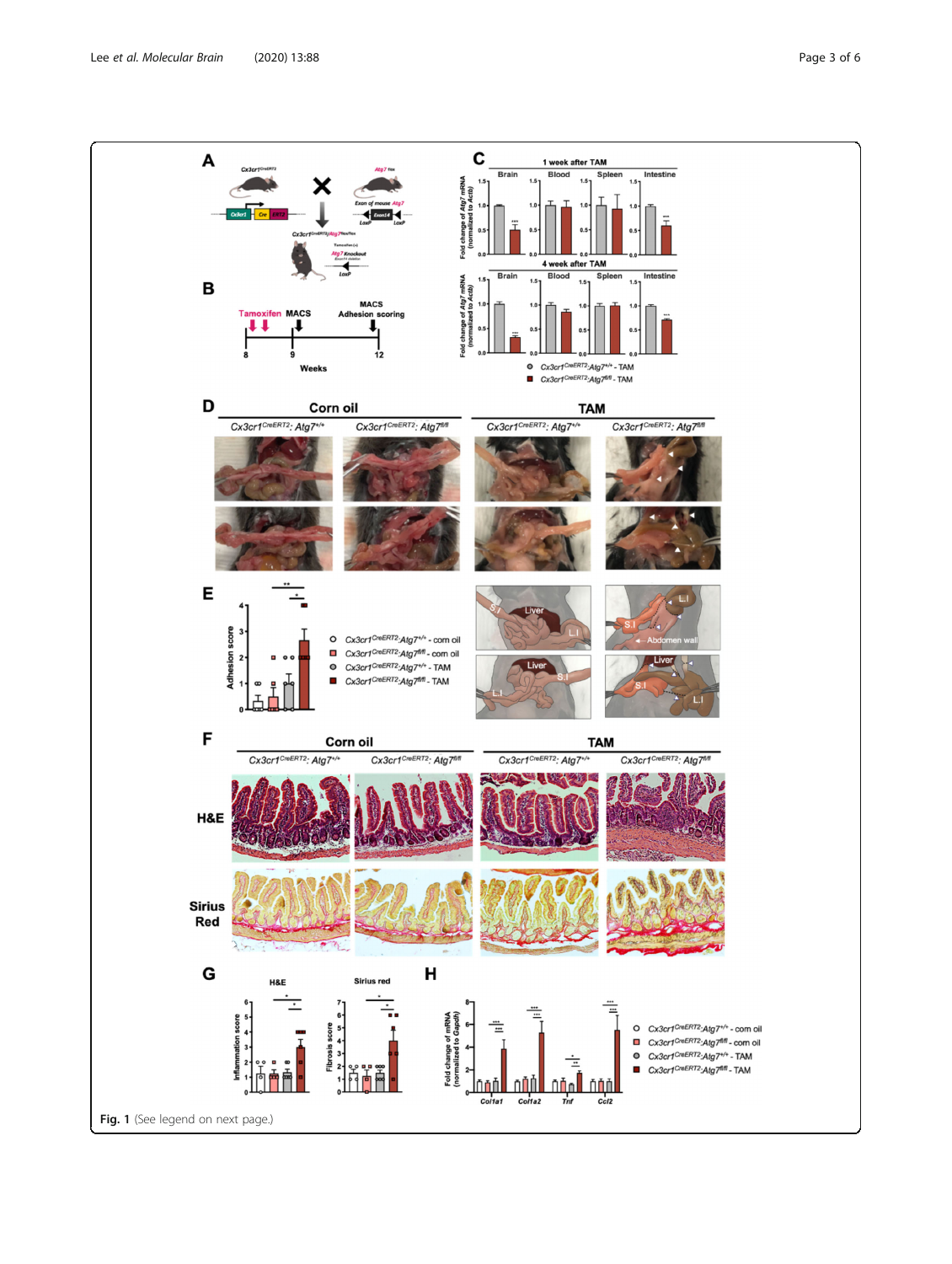**Fig. 1** (See legend on next page.)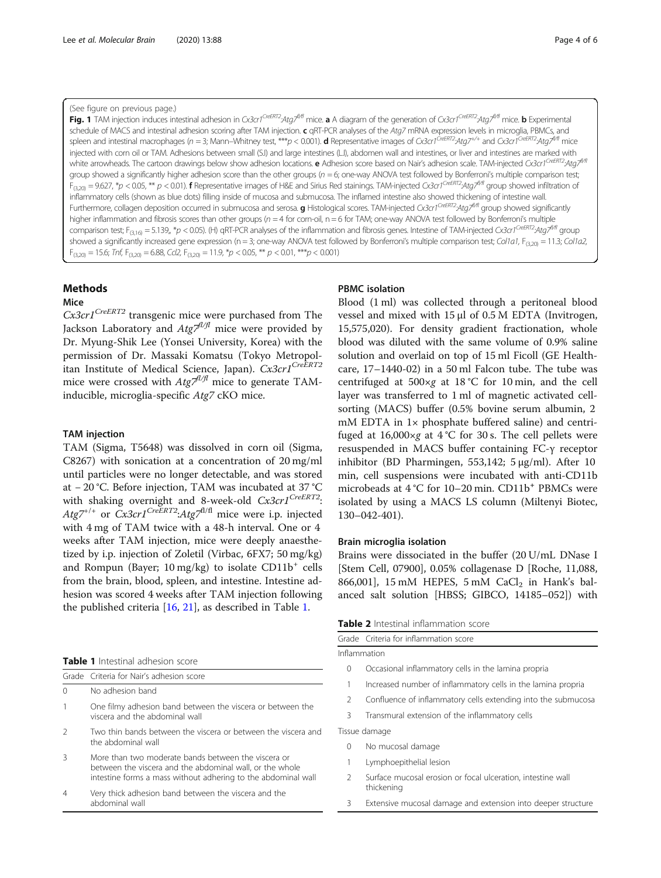(See figure on previous page.)

**Fig. 1** TAM injection induces intestinal adhesion in *Cx3cr1*$^{CreERT2}$:*Atg7*$^{fl/fl}$ mice. **a** A diagram of the generation of *Cx3cr1*$^{CreERT2}$:*Atg7*$^{fl/fl}$ mice. **b** Experimental schedule of MACS and intestinal adhesion scoring after TAM injection. **c** qRT-PCR analyses of the *Atg7* mRNA expression levels in microglia, PBMCs, and spleen and intestinal macrophages ($n = 3$; Mann–Whitney test, \*\*\*$p < 0.001$). **d** Representative images of *Cx3cr1*$^{CreERT2}$:*Atg7*$^{+/+}$ and *Cx3cr1*$^{CreERT2}$:*Atg7*$^{fl/fl}$ mice injected with corn oil or TAM. Adhesions between small (S.I) and large intestines (L.I), abdomen wall and intestines, or liver and intestines are marked with white arrowheads. The cartoon drawings below show adhesion locations. **e** Adhesion score based on Nair's adhesion scale. TAM-injected *Cx3cr1*$^{CreERT2}$:*Atg7*$^{fl/fl}$ group showed a significantly higher adhesion score than the other groups ($n = 6$; one-way ANOVA test followed by Bonferroni's multiple comparison test; $F_{(3,20)} = 9.627$, \*$p < 0.05$, \*\* $p < 0.01$). **f** Representative images of H&E and Sirius Red stainings. TAM-injected *Cx3cr1*$^{CreERT2}$:*Atg7*$^{fl/fl}$ group showed infiltration of inflammatory cells (shown as blue dots) filling inside of mucosa and submucosa. The inflamed intestine also showed thickening of intestine wall. Furthermore, collagen deposition occurred in submucosa and serosa. **g** Histological scores. TAM-injected *Cx3cr1*$^{CreERT2}$:*Atg7*$^{fl/fl}$ group showed significantly higher inflammation and fibrosis scores than other groups ($n = 4$ for corn-oil, n = 6 for TAM; one-way ANOVA test followed by Bonferroni's multiple comparison test; $F_{(3,16)} = 5.139$, \*$p < 0.05$). (H) qRT-PCR analyses of the inflammation and fibrosis genes. Intestine of TAM-injected *Cx3cr1*$^{CreERT2}$:*Atg7*$^{fl/fl}$ group showed a significantly increased gene expression (n = 3; one-way ANOVA test followed by Bonferroni's multiple comparison test; *Col1a1*, $F_{(3,20)} = 11.3$; *Col1a2*, $F_{(3,20)} = 15.6$; *Tnf*, $F_{(3,20)} = 6.88$, *Ccl2*, $F_{(3,20)} = 11.9$, \*$p < 0.05$, \*\* $p < 0.01$, \*\*\*$p < 0.001$)

## Methods

### Mice

*Cx3cr1*$^{CreERT2}$ transgenic mice were purchased from The Jackson Laboratory and *Atg7*$^{fl/fl}$ mice were provided by Dr. Myung-Shik Lee (Yonsei University, Korea) with the permission of Dr. Massaki Komatsu (Tokyo Metropolitan Institute of Medical Science, Japan). *Cx3cr1*$^{CreERT2}$ mice were crossed with *Atg7*$^{fl/fl}$ mice to generate TAM-inducible, microglia-specific *Atg7* cKO mice.

### TAM injection

TAM (Sigma, T5648) was dissolved in corn oil (Sigma, C8267) with sonication at a concentration of 20 mg/ml until particles were no longer detectable, and was stored at − 20 °C. Before injection, TAM was incubated at 37 °C with shaking overnight and 8-week-old *Cx3cr1*$^{CreERT2}$:*Atg7*$^{+/+}$ or *Cx3cr1*$^{CreERT2}$:*Atg7*$^{fl/fl}$ mice were i.p. injected with 4 mg of TAM twice with a 48-h interval. One or 4 weeks after TAM injection, mice were deeply anaesthetized by i.p. injection of Zoletil (Virbac, 6FX7; 50 mg/kg) and Rompun (Bayer; 10 mg/kg) to isolate CD11b$^+$ cells from the brain, blood, spleen, and intestine. Intestine adhesion was scored 4 weeks after TAM injection following the published criteria [16, 21], as described in Table 1.

**Table 1** Intestinal adhesion score

| Grade | Criteria for Nair's adhesion score |
|---|---|
| 0 | No adhesion band |
| 1 | One filmy adhesion band between the viscera or between the viscera and the abdominal wall |
| 2 | Two thin bands between the viscera or between the viscera and the abdominal wall |
| 3 | More than two moderate bands between the viscera or between the viscera and the abdominal wall, or the whole intestine forms a mass without adhering to the abdominal wall |
| 4 | Very thick adhesion band between the viscera and the abdominal wall |

### PBMC isolation

Blood (1 ml) was collected through a peritoneal blood vessel and mixed with 15 μl of 0.5 M EDTA (Invitrogen, 15,575,020). For density gradient fractionation, whole blood was diluted with the same volume of 0.9% saline solution and overlaid on top of 15 ml Ficoll (GE Healthcare, 17–1440-02) in a 50 ml Falcon tube. The tube was centrifuged at 500×*g* at 18 °C for 10 min, and the cell layer was transferred to 1 ml of magnetic activated cell-sorting (MACS) buffer (0.5% bovine serum albumin, 2 mM EDTA in 1× phosphate buffered saline) and centrifuged at 16,000×*g* at 4 °C for 30 s. The cell pellets were resuspended in MACS buffer containing FC-γ receptor inhibitor (BD Pharmingen, 553,142; 5 μg/ml). After 10 min, cell suspensions were incubated with anti-CD11b microbeads at 4 °C for 10–20 min. CD11b$^+$ PBMCs were isolated by using a MACS LS column (Miltenyi Biotec, 130–042-401).

### Brain microglia isolation

Brains were dissociated in the buffer (20 U/mL DNase I [Stem Cell, 07900], 0.05% collagenase D [Roche, 11,088, 866,001], 15 mM HEPES, 5 mM $CaCl_2$ in Hank's balanced salt solution [HBSS; GIBCO, 14185–052]) with

**Table 2** Intestinal inflammation score

| Grade | Criteria for inflammation score |
|---|---|
| Inflammation | |
| 0 | Occasional inflammatory cells in the lamina propria |
| 1 | Increased number of inflammatory cells in the lamina propria |
| 2 | Confluence of inflammatory cells extending into the submucosa |
| 3 | Transmural extension of the inflammatory cells |
| Tissue damage | |
| 0 | No mucosal damage |
| 1 | Lymphoepithelial lesion |
| 2 | Surface mucosal erosion or focal ulceration, intestine wall thickening |
| 3 | Extensive mucosal damage and extension into deeper structure |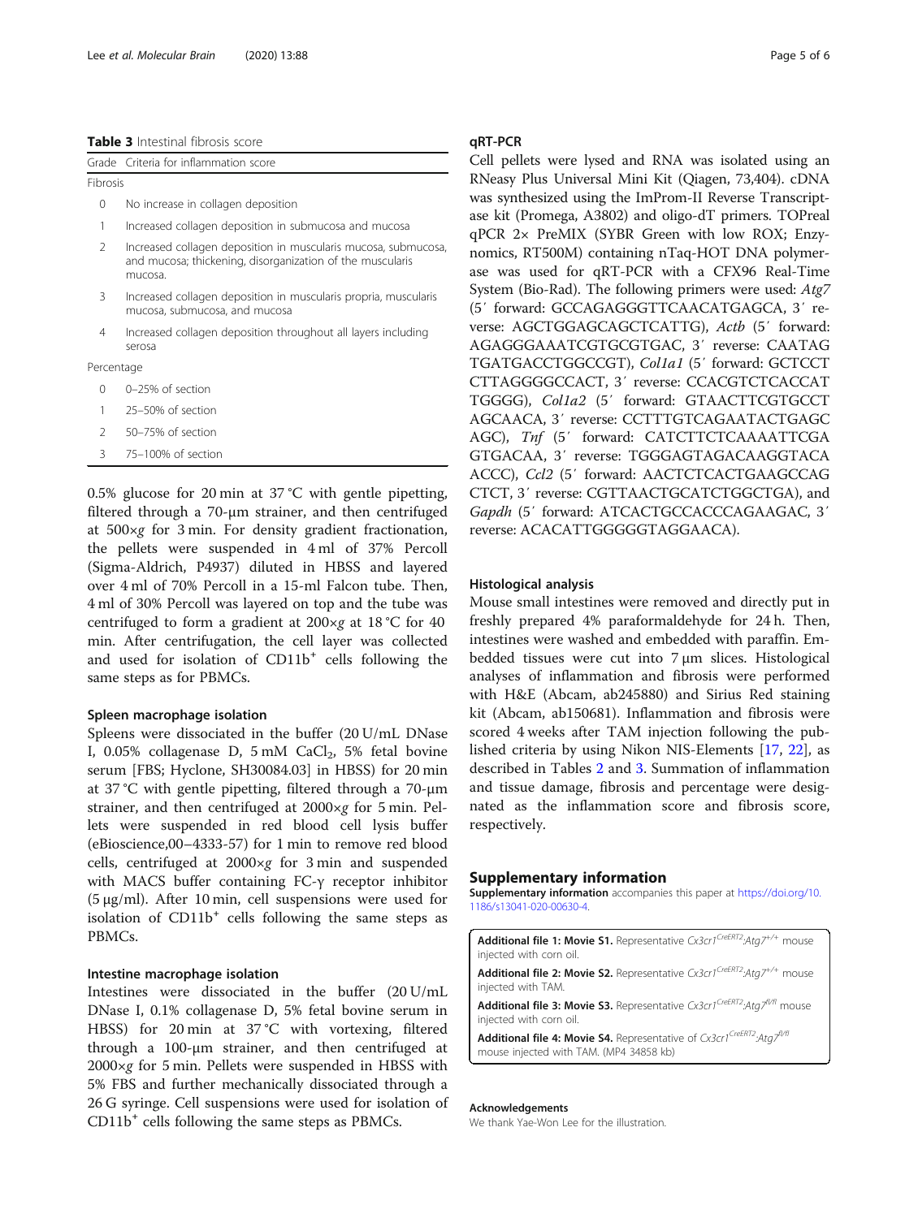**Table 3** Intestinal fibrosis score

| Grade | Criteria for inflammation score |
| --- | --- |
| Fibrosis | |
| 0 | No increase in collagen deposition |
| 1 | Increased collagen deposition in submucosa and mucosa |
| 2 | Increased collagen deposition in muscularis mucosa, submucosa, and mucosa; thickening, disorganization of the muscularis mucosa. |
| 3 | Increased collagen deposition in muscularis propria, muscularis mucosa, submucosa, and mucosa |
| 4 | Increased collagen deposition throughout all layers including serosa |
| Percentage | |
| 0 | 0–25% of section |
| 1 | 25–50% of section |
| 2 | 50–75% of section |
| 3 | 75–100% of section |

0.5% glucose for 20 min at 37 °C with gentle pipetting, filtered through a 70-μm strainer, and then centrifuged at 500×*g* for 3 min. For density gradient fractionation, the pellets were suspended in 4 ml of 37% Percoll (Sigma-Aldrich, P4937) diluted in HBSS and layered over 4 ml of 70% Percoll in a 15-ml Falcon tube. Then, 4 ml of 30% Percoll was layered on top and the tube was centrifuged to form a gradient at 200×*g* at 18 °C for 40 min. After centrifugation, the cell layer was collected and used for isolation of $CD11b^+$ cells following the same steps as for PBMCs.

### Spleen macrophage isolation

Spleens were dissociated in the buffer (20 U/mL DNase I, 0.05% collagenase D, 5 mM $CaCl_2$, 5% fetal bovine serum [FBS; Hyclone, SH30084.03] in HBSS) for 20 min at 37 °C with gentle pipetting, filtered through a 70-μm strainer, and then centrifuged at 2000×*g* for 5 min. Pellets were suspended in red blood cell lysis buffer (eBioscience,00–4333-57) for 1 min to remove red blood cells, centrifuged at 2000×*g* for 3 min and suspended with MACS buffer containing FC-γ receptor inhibitor (5 μg/ml). After 10 min, cell suspensions were used for isolation of $CD11b^+$ cells following the same steps as PBMCs.

### Intestine macrophage isolation

Intestines were dissociated in the buffer (20 U/mL DNase I, 0.1% collagenase D, 5% fetal bovine serum in HBSS) for 20 min at 37 °C with vortexing, filtered through a 100-μm strainer, and then centrifuged at 2000×*g* for 5 min. Pellets were suspended in HBSS with 5% FBS and further mechanically dissociated through a 26 G syringe. Cell suspensions were used for isolation of $CD11b^+$ cells following the same steps as PBMCs.

### qRT-PCR

Cell pellets were lysed and RNA was isolated using an RNeasy Plus Universal Mini Kit (Qiagen, 73,404). cDNA was synthesized using the ImProm-II Reverse Transcriptase kit (Promega, A3802) and oligo-dT primers. TOPreal qPCR 2× PreMIX (SYBR Green with low ROX; Enzynomics, RT500M) containing nTaq-HOT DNA polymerase was used for qRT-PCR with a CFX96 Real-Time System (Bio-Rad). The following primers were used: *Atg7* (5′ forward: GCCAGAGGGTTCAACATGAGCA, 3′ reverse: AGCTGGAGCAGCTCATTG), *Actb* (5′ forward: AGAGGGAAATCGTGCGTGAC, 3′ reverse: CAATAGTGATGACCTGGCCGT), *Col1a1* (5′ forward: GCTCCTCTTAGGGGCCACT, 3′ reverse: CCACGTCTCACCATTGGGG), *Col1a2* (5′ forward: GTAACTTCGTGCCTAGCAACA, 3′ reverse: CCTTTGTCAGAATACTGAGCAGC), *Tnf* (5′ forward: CATCTTCTCAAAATTCGAGTGACAA, 3′ reverse: TGGGAGTAGACAAGGTACAACCC), *Ccl2* (5′ forward: AACTCTCACTGAAGCCAGCTCT, 3′ reverse: CGTTAACTGCATCTGGCTGA), and *Gapdh* (5′ forward: ATCACTGCCACCCAGAAGAC, 3′ reverse: ACACATTGGGGGTAGGAACA).

### Histological analysis

Mouse small intestines were removed and directly put in freshly prepared 4% paraformaldehyde for 24 h. Then, intestines were washed and embedded with paraffin. Embedded tissues were cut into 7 μm slices. Histological analyses of inflammation and fibrosis were performed with H&E (Abcam, ab245880) and Sirius Red staining kit (Abcam, ab150681). Inflammation and fibrosis were scored 4 weeks after TAM injection following the published criteria by using Nikon NIS-Elements [17, 22], as described in Tables 2 and 3. Summation of inflammation and tissue damage, fibrosis and percentage were designated as the inflammation score and fibrosis score, respectively.

## Supplementary information

**Supplementary information** accompanies this paper at https://doi.org/10.1186/s13041-020-00630-4.

**Additional file 1: Movie S1.** Representative *Cx3cr1*$^{CreERT2}$:*Atg7*$^{+/+}$ mouse injected with corn oil.

**Additional file 2: Movie S2.** Representative *Cx3cr1*$^{CreERT2}$:*Atg7*$^{+/+}$ mouse injected with TAM.

**Additional file 3: Movie S3.** Representative *Cx3cr1*$^{CreERT2}$:*Atg7*$^{fl/fl}$ mouse injected with corn oil.

**Additional file 4: Movie S4.** Representative of *Cx3cr1*$^{CreERT2}$:*Atg7*$^{fl/fl}$ mouse injected with TAM. (MP4 34858 kb)

#### Acknowledgements

We thank Yae-Won Lee for the illustration.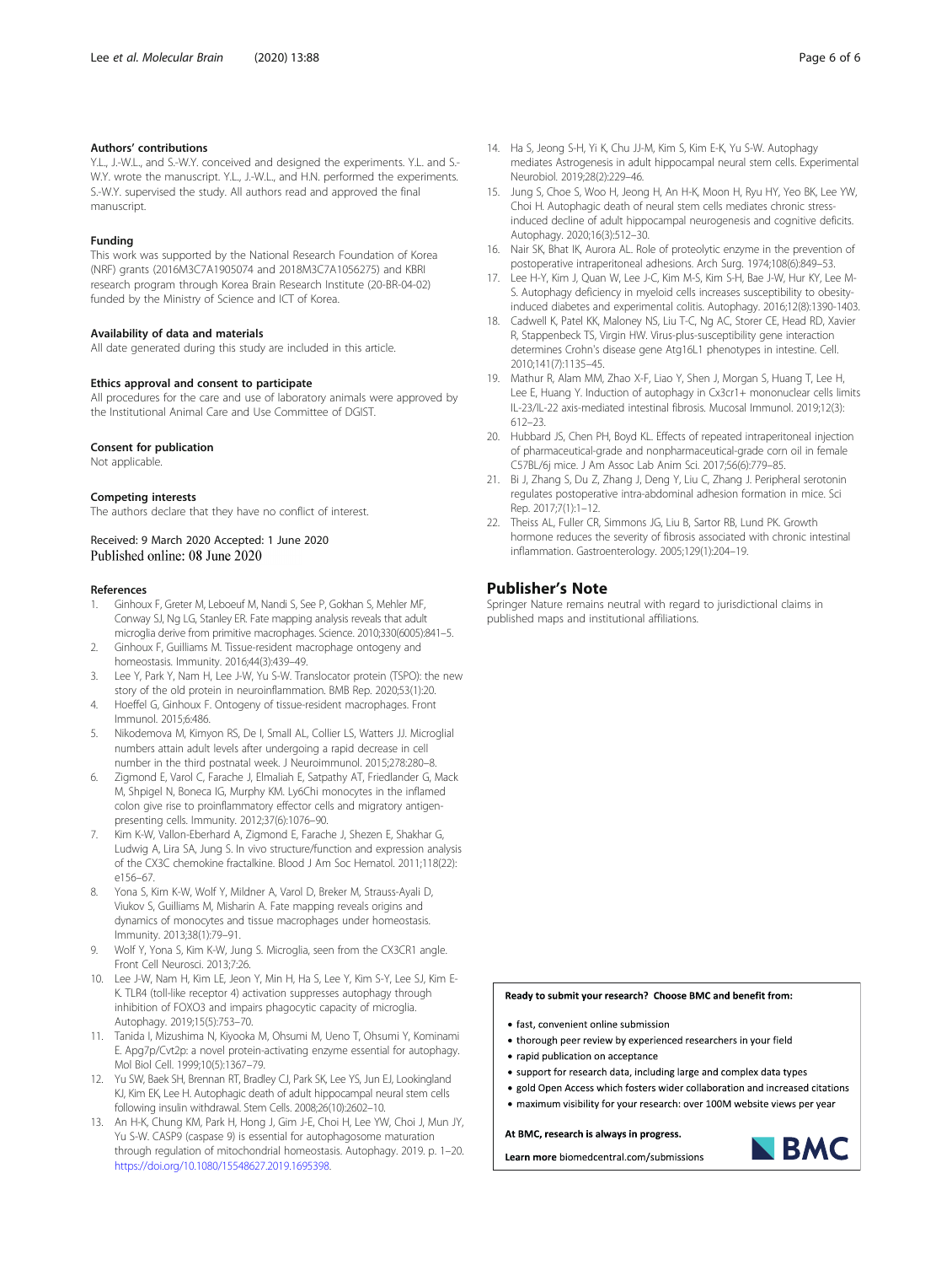### Authors' contributions

Y.L., J.-W.L., and S.-W.Y. conceived and designed the experiments. Y.L. and S.-W.Y. wrote the manuscript. Y.L., J.-W.L., and H.N. performed the experiments. S.-W.Y. supervised the study. All authors read and approved the final manuscript.

### Funding

This work was supported by the National Research Foundation of Korea (NRF) grants (2016M3C7A1905074 and 2018M3C7A1056275) and KBRI research program through Korea Brain Research Institute (20-BR-04-02) funded by the Ministry of Science and ICT of Korea.

### Availability of data and materials

All date generated during this study are included in this article.

### Ethics approval and consent to participate

All procedures for the care and use of laboratory animals were approved by the Institutional Animal Care and Use Committee of DGIST.

### Consent for publication

Not applicable.

### Competing interests

The authors declare that they have no conflict of interest.

Received: 9 March 2020 Accepted: 1 June 2020
Published online: 08 June 2020

### References

1. Ginhoux F, Greter M, Leboeuf M, Nandi S, See P, Gokhan S, Mehler MF, Conway SJ, Ng LG, Stanley ER. Fate mapping analysis reveals that adult microglia derive from primitive macrophages. Science. 2010;330(6005):841–5.
2. Ginhoux F, Guilliams M. Tissue-resident macrophage ontogeny and homeostasis. Immunity. 2016;44(3):439–49.
3. Lee Y, Park Y, Nam H, Lee J-W, Yu S-W. Translocator protein (TSPO): the new story of the old protein in neuroinflammation. BMB Rep. 2020;53(1):20.
4. Hoeffel G, Ginhoux F. Ontogeny of tissue-resident macrophages. Front Immunol. 2015;6:486.
5. Nikodemova M, Kimyon RS, De I, Small AL, Collier LS, Watters JJ. Microglial numbers attain adult levels after undergoing a rapid decrease in cell number in the third postnatal week. J Neuroimmunol. 2015;278:280–8.
6. Zigmond E, Varol C, Farache J, Elmaliah E, Satpathy AT, Friedlander G, Mack M, Shpigel N, Boneca IG, Murphy KM. Ly6Chi monocytes in the inflamed colon give rise to proinflammatory effector cells and migratory antigen-presenting cells. Immunity. 2012;37(6):1076–90.
7. Kim K-W, Vallon-Eberhard A, Zigmond E, Farache J, Shezen E, Shakhar G, Ludwig A, Lira SA, Jung S. In vivo structure/function and expression analysis of the CX3C chemokine fractalkine. Blood J Am Soc Hematol. 2011;118(22):e156–67.
8. Yona S, Kim K-W, Wolf Y, Mildner A, Varol D, Breker M, Strauss-Ayali D, Viukov S, Guilliams M, Misharin A. Fate mapping reveals origins and dynamics of monocytes and tissue macrophages under homeostasis. Immunity. 2013;38(1):79–91.
9. Wolf Y, Yona S, Kim K-W, Jung S. Microglia, seen from the CX3CR1 angle. Front Cell Neurosci. 2013;7:26.
10. Lee J-W, Nam H, Kim LE, Jeon Y, Min H, Ha S, Lee Y, Kim S-Y, Lee SJ, Kim E-K. TLR4 (toll-like receptor 4) activation suppresses autophagy through inhibition of FOXO3 and impairs phagocytic capacity of microglia. Autophagy. 2019;15(5):753–70.
11. Tanida I, Mizushima N, Kiyooka M, Ohsumi M, Ueno T, Ohsumi Y, Kominami E. Apg7p/Cvt2p: a novel protein-activating enzyme essential for autophagy. Mol Biol Cell. 1999;10(5):1367–79.
12. Yu SW, Baek SH, Brennan RT, Bradley CJ, Park SK, Lee YS, Jun EJ, Lookingland KJ, Kim EK, Lee H. Autophagic death of adult hippocampal neural stem cells following insulin withdrawal. Stem Cells. 2008;26(10):2602–10.
13. An H-K, Chung KM, Park H, Hong J, Gim J-E, Choi H, Lee YW, Choi J, Mun JY, Yu S-W. CASP9 (caspase 9) is essential for autophagosome maturation through regulation of mitochondrial homeostasis. Autophagy. 2019. p. 1–20. https://doi.org/10.1080/15548627.2019.1695398.
14. Ha S, Jeong S-H, Yi K, Chu JJ-M, Kim S, Kim E-K, Yu S-W. Autophagy mediates Astrogenesis in adult hippocampal neural stem cells. Experimental Neurobiol. 2019;28(2):229–46.
15. Jung S, Choe S, Woo H, Jeong H, An H-K, Moon H, Ryu HY, Yeo BK, Lee YW, Choi H. Autophagic death of neural stem cells mediates chronic stress-induced decline of adult hippocampal neurogenesis and cognitive deficits. Autophagy. 2020;16(3):512–30.
16. Nair SK, Bhat IK, Aurora AL. Role of proteolytic enzyme in the prevention of postoperative intraperitoneal adhesions. Arch Surg. 1974;108(6):849–53.
17. Lee H-Y, Kim J, Quan W, Lee J-C, Kim M-S, Kim S-H, Bae J-W, Hur KY, Lee M-S. Autophagy deficiency in myeloid cells increases susceptibility to obesity-induced diabetes and experimental colitis. Autophagy. 2016;12(8):1390-1403.
18. Cadwell K, Patel KK, Maloney NS, Liu T-C, Ng AC, Storer CE, Head RD, Xavier R, Stappenbeck TS, Virgin HW. Virus-plus-susceptibility gene interaction determines Crohn's disease gene Atg16L1 phenotypes in intestine. Cell. 2010;141(7):1135–45.
19. Mathur R, Alam MM, Zhao X-F, Liao Y, Shen J, Morgan S, Huang T, Lee H, Lee E, Huang Y. Induction of autophagy in Cx3cr1+ mononuclear cells limits IL-23/IL-22 axis-mediated intestinal fibrosis. Mucosal Immunol. 2019;12(3):612–23.
20. Hubbard JS, Chen PH, Boyd KL. Effects of repeated intraperitoneal injection of pharmaceutical-grade and nonpharmaceutical-grade corn oil in female C57BL/6j mice. J Am Assoc Lab Anim Sci. 2017;56(6):779–85.
21. Bi J, Zhang S, Du Z, Zhang J, Deng Y, Liu C, Zhang J. Peripheral serotonin regulates postoperative intra-abdominal adhesion formation in mice. Sci Rep. 2017;7(1):1–12.
22. Theiss AL, Fuller CR, Simmons JG, Liu B, Sartor RB, Lund PK. Growth hormone reduces the severity of fibrosis associated with chronic intestinal inflammation. Gastroenterology. 2005;129(1):204–19.

## Publisher's Note

Springer Nature remains neutral with regard to jurisdictional claims in published maps and institutional affiliations.

**Ready to submit your research? Choose BMC and benefit from:**

- fast, convenient online submission
- thorough peer review by experienced researchers in your field
- rapid publication on acceptance
- support for research data, including large and complex data types
- gold Open Access which fosters wider collaboration and increased citations
- maximum visibility for your research: over 100M website views per year

**At BMC, research is always in progress.**

**Learn more** biomedcentral.com/submissions

BMC